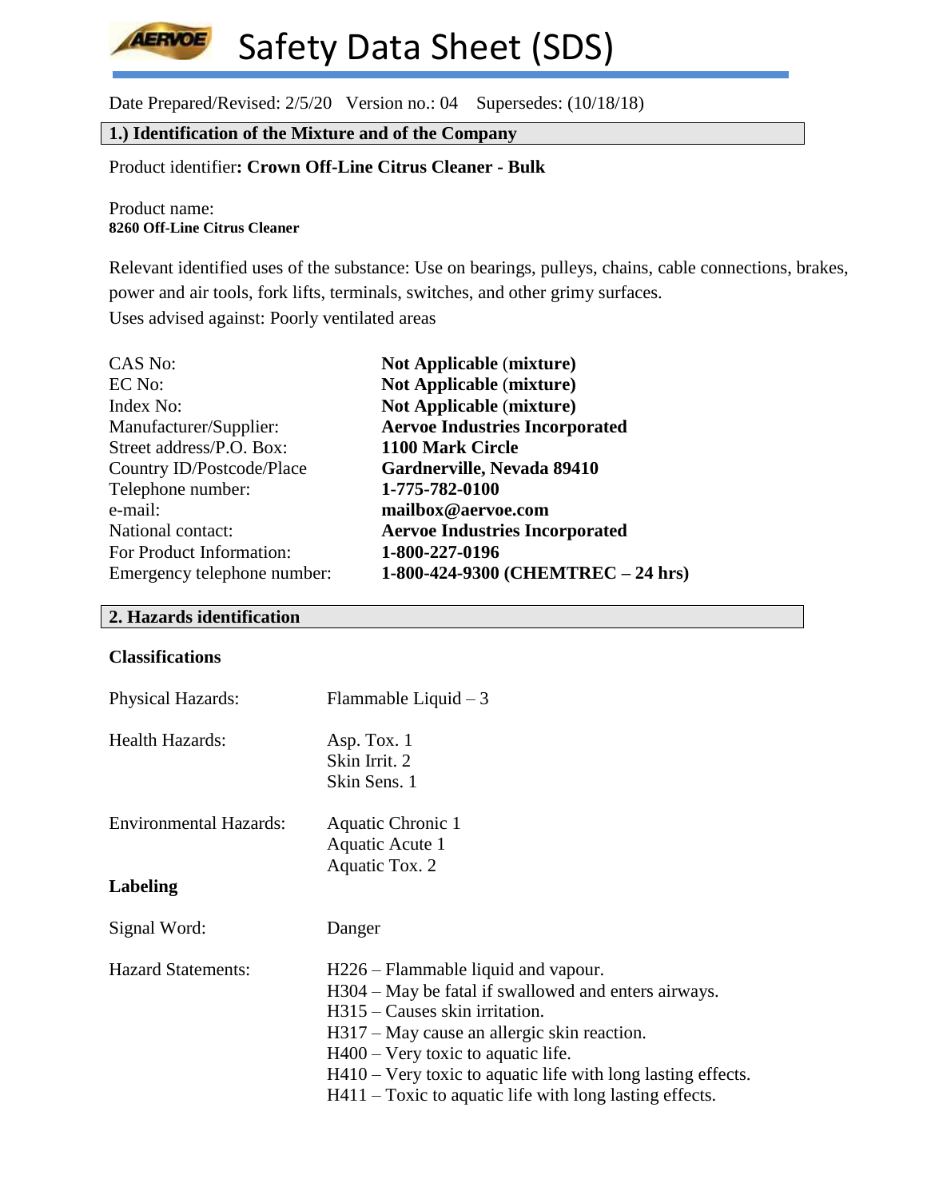# Safety Data Sheet (SDS)

Date Prepared/Revised: 2/5/20 Version no.: 04 Supersedes: (10/18/18)

## 1.) Identification of the Mixture and of the Company

Product identifier**: Crown Off-Line Citrus Cleaner - Bulk**

Product name:
**8260 Off-Line Citrus Cleaner**

Relevant identified uses of the substance: Use on bearings, pulleys, chains, cable connections, brakes, power and air tools, fork lifts, terminals, switches, and other grimy surfaces.
Uses advised against: Poorly ventilated areas

| | |
|---|---|
| CAS No: | **Not Applicable (mixture)** |
| EC No: | **Not Applicable (mixture)** |
| Index No: | **Not Applicable (mixture)** |
| Manufacturer/Supplier: | **Aervoe Industries Incorporated** |
| Street address/P.O. Box: | **1100 Mark Circle** |
| Country ID/Postcode/Place | **Gardnerville, Nevada 89410** |
| Telephone number: | **1-775-782-0100** |
| e-mail: | **mailbox@aervoe.com** |
| National contact: | **Aervoe Industries Incorporated** |
| For Product Information: | **1-800-227-0196** |
| Emergency telephone number: | **1-800-424-9300 (CHEMTREC – 24 hrs)** |

## 2. Hazards identification

**Classifications**

Physical Hazards: Flammable Liquid – 3

Health Hazards:
- Asp. Tox. 1
- Skin Irrit. 2
- Skin Sens. 1

Environmental Hazards:
- Aquatic Chronic 1
- Aquatic Acute 1
- Aquatic Tox. 2

**Labeling**

Signal Word: Danger

Hazard Statements:
- H226 – Flammable liquid and vapour.
- H304 – May be fatal if swallowed and enters airways.
- H315 – Causes skin irritation.
- H317 – May cause an allergic skin reaction.
- H400 – Very toxic to aquatic life.
- H410 – Very toxic to aquatic life with long lasting effects.
- H411 – Toxic to aquatic life with long lasting effects.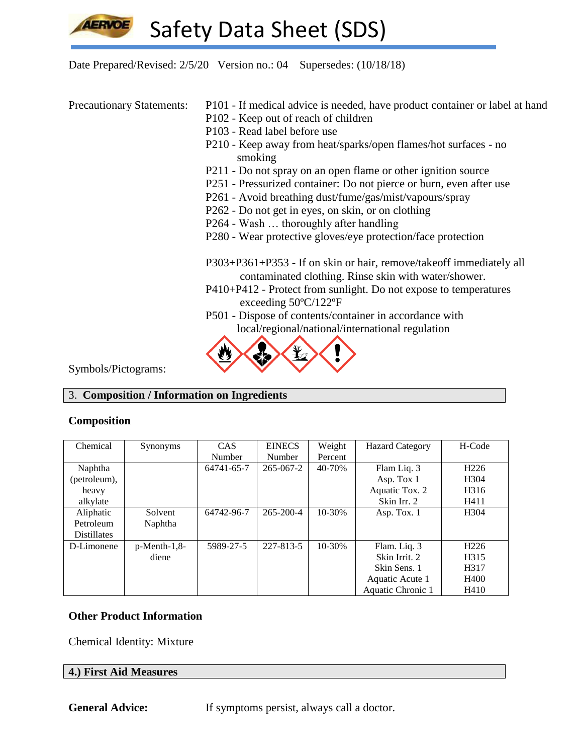Date Prepared/Revised: 2/5/20 Version no.: 04 Supersedes: (10/18/18)

Precautionary Statements:

P101 - If medical advice is needed, have product container or label at hand
P102 - Keep out of reach of children
P103 - Read label before use
P210 - Keep away from heat/sparks/open flames/hot surfaces - no smoking
P211 - Do not spray on an open flame or other ignition source
P251 - Pressurized container: Do not pierce or burn, even after use
P261 - Avoid breathing dust/fume/gas/mist/vapours/spray
P262 - Do not get in eyes, on skin, or on clothing
P264 - Wash … thoroughly after handling
P280 - Wear protective gloves/eye protection/face protection

P303+P361+P353 - If on skin or hair, remove/takeoff immediately all contaminated clothing. Rinse skin with water/shower.
P410+P412 - Protect from sunlight. Do not expose to temperatures exceeding 50ºC/122ºF
P501 - Dispose of contents/container in accordance with local/regional/national/international regulation

Symbols/Pictograms:

## 3. Composition / Information on Ingredients

### Composition

| Chemical | Synonyms | CAS Number | EINECS Number | Weight Percent | Hazard Category | H-Code |
|---|---|---|---|---|---|---|
| Naphtha (petroleum), heavy alkylate | | 64741-65-7 | 265-067-2 | 40-70% | Flam Liq. 3<br>Asp. Tox 1<br>Aquatic Tox. 2<br>Skin Irr. 2 | H226<br>H304<br>H316<br>H411 |
| Aliphatic Petroleum Distillates | Solvent Naphtha | 64742-96-7 | 265-200-4 | 10-30% | Asp. Tox. 1 | H304 |
| D-Limonene | p-Menth-1,8-diene | 5989-27-5 | 227-813-5 | 10-30% | Flam. Liq. 3<br>Skin Irrit. 2<br>Skin Sens. 1<br>Aquatic Acute 1<br>Aquatic Chronic 1 | H226<br>H315<br>H317<br>H400<br>H410 |

### Other Product Information

Chemical Identity: Mixture

## 4.) First Aid Measures

**General Advice:** If symptoms persist, always call a doctor.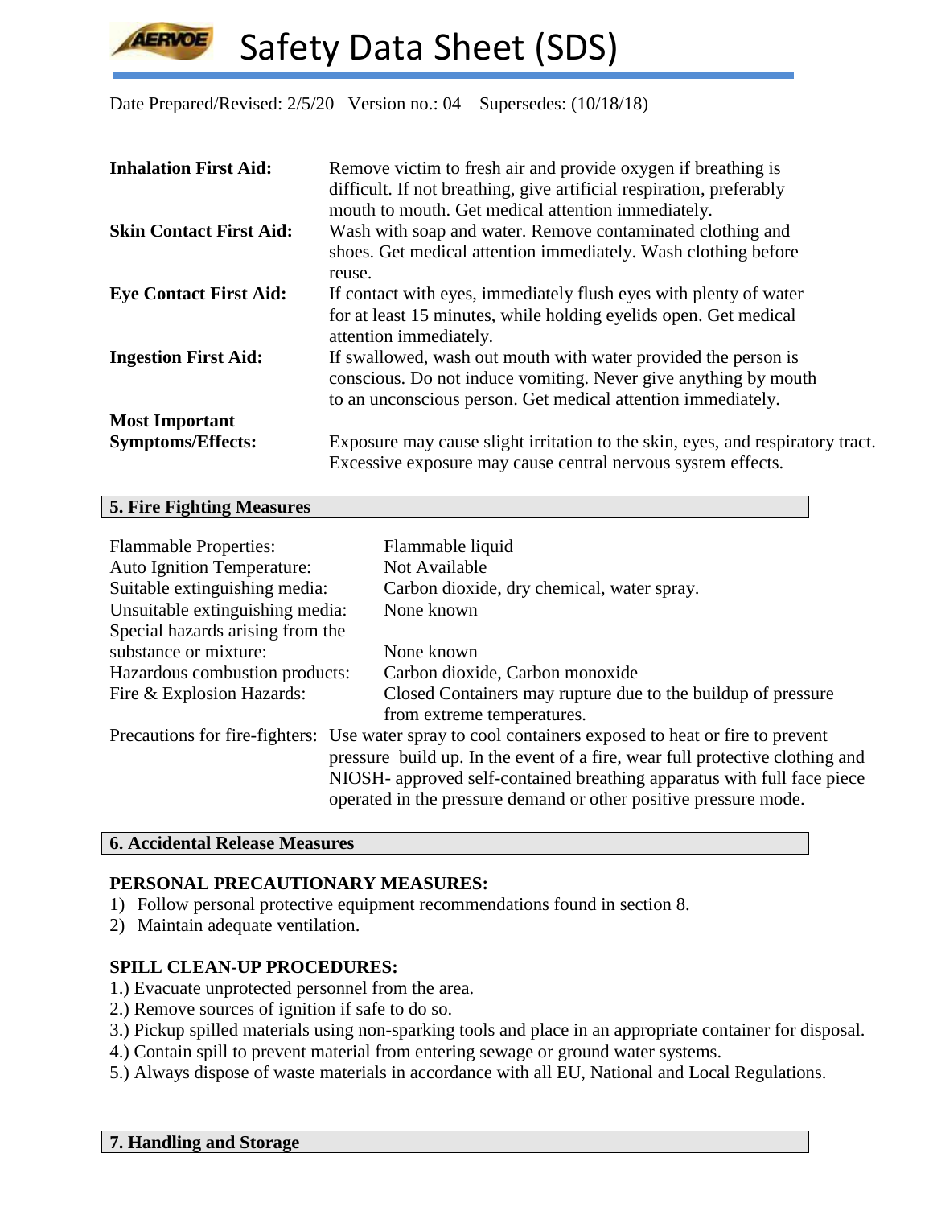Date Prepared/Revised: 2/5/20 Version no.: 04 Supersedes: (10/18/18)

| | |
|---|---|
| **Inhalation First Aid:** | Remove victim to fresh air and provide oxygen if breathing is difficult. If not breathing, give artificial respiration, preferably mouth to mouth. Get medical attention immediately. |
| **Skin Contact First Aid:** | Wash with soap and water. Remove contaminated clothing and shoes. Get medical attention immediately. Wash clothing before reuse. |
| **Eye Contact First Aid:** | If contact with eyes, immediately flush eyes with plenty of water for at least 15 minutes, while holding eyelids open. Get medical attention immediately. |
| **Ingestion First Aid:** | If swallowed, wash out mouth with water provided the person is conscious. Do not induce vomiting. Never give anything by mouth to an unconscious person. Get medical attention immediately. |
| **Most Important Symptoms/Effects:** | Exposure may cause slight irritation to the skin, eyes, and respiratory tract. Excessive exposure may cause central nervous system effects. |

## 5. Fire Fighting Measures

| | |
|---|---|
| Flammable Properties: | Flammable liquid |
| Auto Ignition Temperature: | Not Available |
| Suitable extinguishing media: | Carbon dioxide, dry chemical, water spray. |
| Unsuitable extinguishing media: | None known |
| Special hazards arising from the substance or mixture: | None known |
| Hazardous combustion products: | Carbon dioxide, Carbon monoxide |
| Fire & Explosion Hazards: | Closed Containers may rupture due to the buildup of pressure from extreme temperatures. |
| Precautions for fire-fighters: | Use water spray to cool containers exposed to heat or fire to prevent pressure build up. In the event of a fire, wear full protective clothing and NIOSH- approved self-contained breathing apparatus with full face piece operated in the pressure demand or other positive pressure mode. |

## 6. Accidental Release Measures

**PERSONAL PRECAUTIONARY MEASURES:**

1) Follow personal protective equipment recommendations found in section 8.
2) Maintain adequate ventilation.

**SPILL CLEAN-UP PROCEDURES:**

1.) Evacuate unprotected personnel from the area.
2.) Remove sources of ignition if safe to do so.
3.) Pickup spilled materials using non-sparking tools and place in an appropriate container for disposal.
4.) Contain spill to prevent material from entering sewage or ground water systems.
5.) Always dispose of waste materials in accordance with all EU, National and Local Regulations.

## 7. Handling and Storage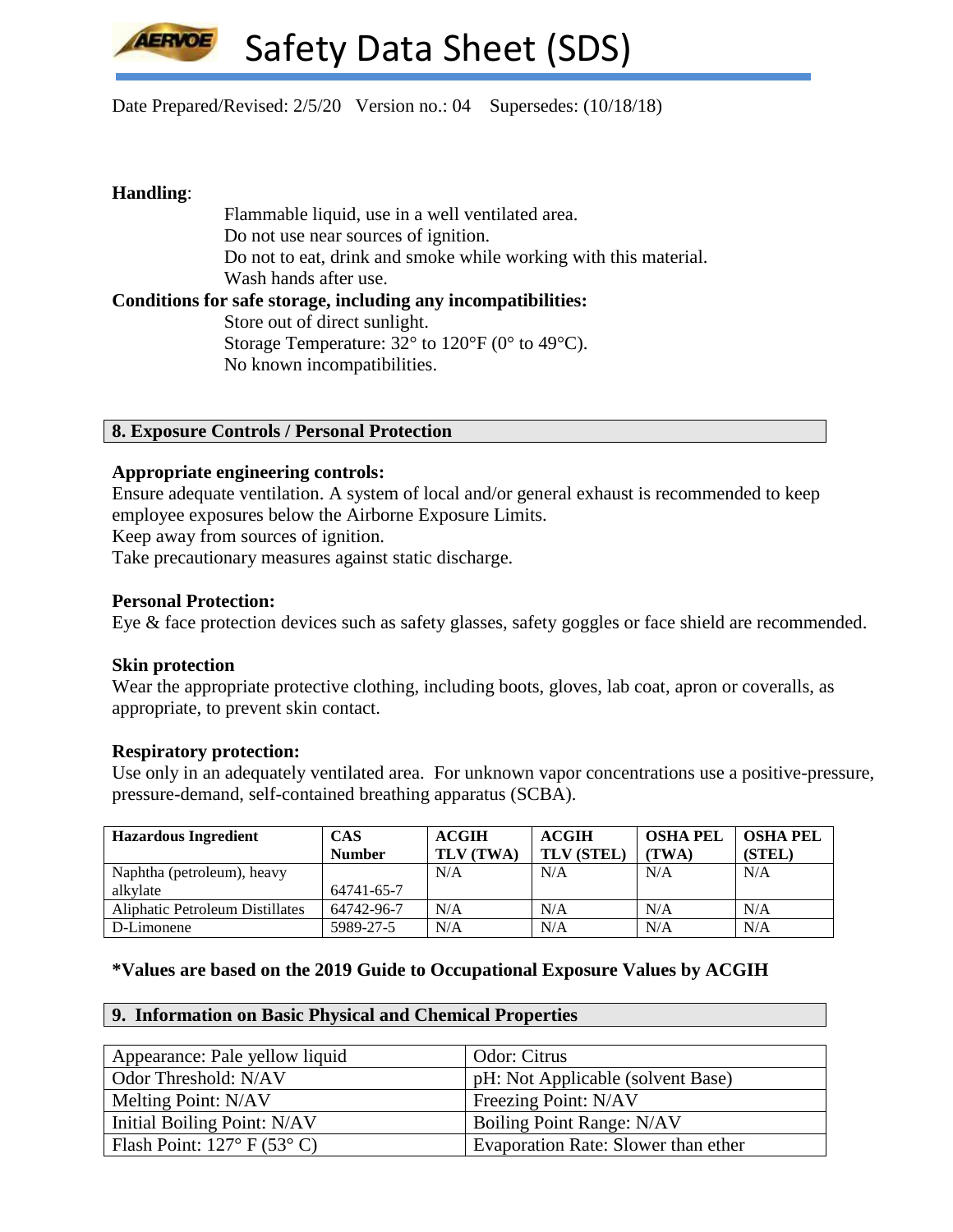**Handling**:

Flammable liquid, use in a well ventilated area.
Do not use near sources of ignition.
Do not to eat, drink and smoke while working with this material.
Wash hands after use.

**Conditions for safe storage, including any incompatibilities:**

Store out of direct sunlight.
Storage Temperature: 32° to 120°F (0° to 49°C).
No known incompatibilities.

## 8. Exposure Controls / Personal Protection

**Appropriate engineering controls:**

Ensure adequate ventilation. A system of local and/or general exhaust is recommended to keep employee exposures below the Airborne Exposure Limits.
Keep away from sources of ignition.
Take precautionary measures against static discharge.

**Personal Protection:**

Eye & face protection devices such as safety glasses, safety goggles or face shield are recommended.

**Skin protection**

Wear the appropriate protective clothing, including boots, gloves, lab coat, apron or coveralls, as appropriate, to prevent skin contact.

**Respiratory protection:**

Use only in an adequately ventilated area. For unknown vapor concentrations use a positive-pressure, pressure-demand, self-contained breathing apparatus (SCBA).

| Hazardous Ingredient | CAS Number | ACGIH TLV (TWA) | ACGIH TLV (STEL) | OSHA PEL (TWA) | OSHA PEL (STEL) |
|---|---|---|---|---|---|
| Naphtha (petroleum), heavy alkylate | 64741-65-7 | N/A | N/A | N/A | N/A |
| Aliphatic Petroleum Distillates | 64742-96-7 | N/A | N/A | N/A | N/A |
| D-Limonene | 5989-27-5 | N/A | N/A | N/A | N/A |

**\*Values are based on the 2019 Guide to Occupational Exposure Values by ACGIH**

## 9. Information on Basic Physical and Chemical Properties

| | |
|---|---|
| Appearance: Pale yellow liquid | Odor: Citrus |
| Odor Threshold: N/AV | pH: Not Applicable (solvent Base) |
| Melting Point: N/AV | Freezing Point: N/AV |
| Initial Boiling Point: N/AV | Boiling Point Range: N/AV |
| Flash Point: 127° F (53° C) | Evaporation Rate: Slower than ether |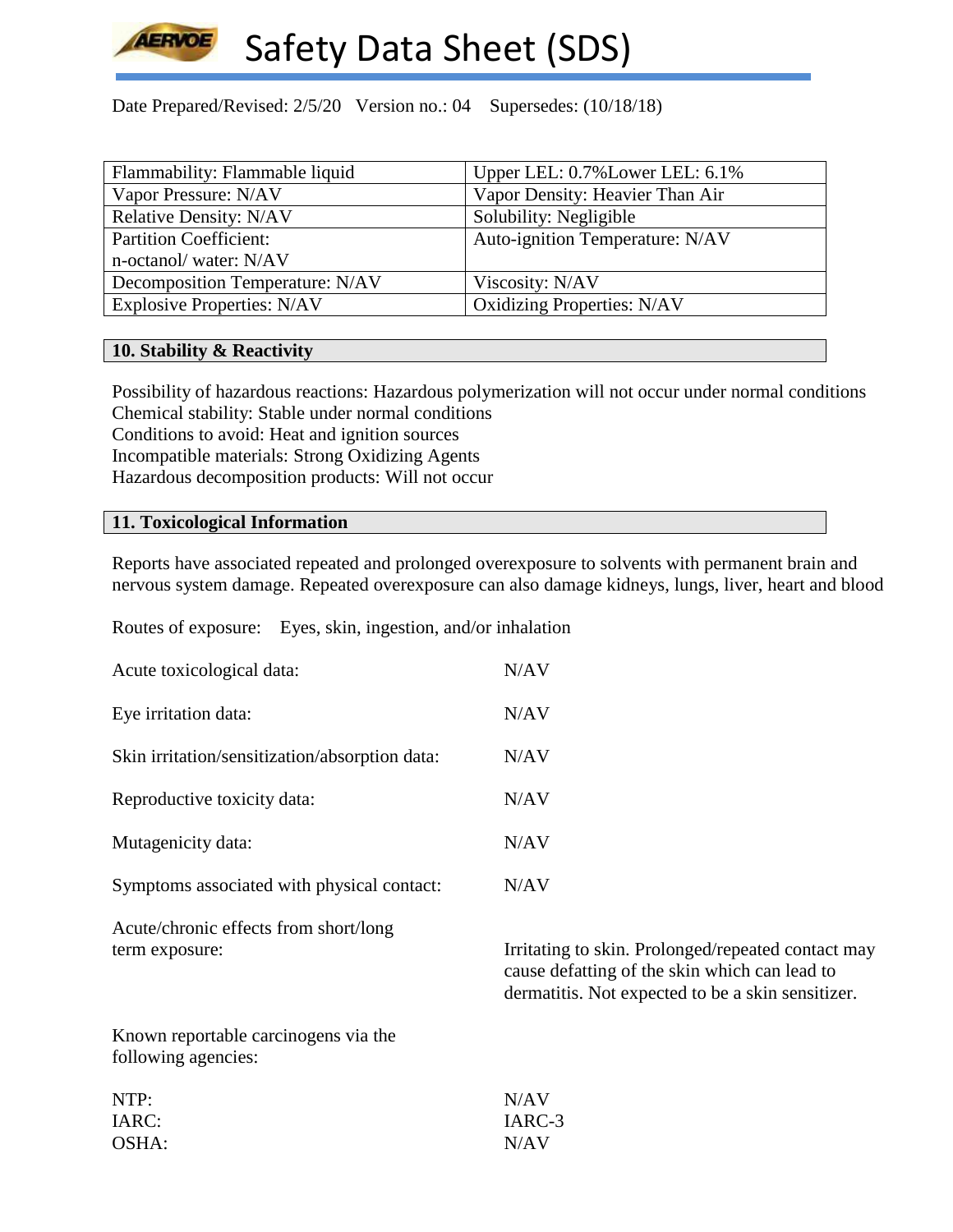Date Prepared/Revised: 2/5/20 Version no.: 04 Supersedes: (10/18/18)

| Flammability: Flammable liquid | Upper LEL: 0.7%Lower LEL: 6.1% |
|---|---|
| Vapor Pressure: N/AV | Vapor Density: Heavier Than Air |
| Relative Density: N/AV | Solubility: Negligible |
| Partition Coefficient: n-octanol/ water: N/AV | Auto-ignition Temperature: N/AV |
| Decomposition Temperature: N/AV | Viscosity: N/AV |
| Explosive Properties: N/AV | Oxidizing Properties: N/AV |

## 10. Stability & Reactivity

Possibility of hazardous reactions: Hazardous polymerization will not occur under normal conditions
Chemical stability: Stable under normal conditions
Conditions to avoid: Heat and ignition sources
Incompatible materials: Strong Oxidizing Agents
Hazardous decomposition products: Will not occur

## 11. Toxicological Information

Reports have associated repeated and prolonged overexposure to solvents with permanent brain and nervous system damage. Repeated overexposure can also damage kidneys, lungs, liver, heart and blood

Routes of exposure: Eyes, skin, ingestion, and/or inhalation

| | |
|---|---|
| Acute toxicological data: | N/AV |
| Eye irritation data: | N/AV |
| Skin irritation/sensitization/absorption data: | N/AV |
| Reproductive toxicity data: | N/AV |
| Mutagenicity data: | N/AV |
| Symptoms associated with physical contact: | N/AV |
| Acute/chronic effects from short/long term exposure: | Irritating to skin. Prolonged/repeated contact may cause defatting of the skin which can lead to dermatitis. Not expected to be a skin sensitizer. |

Known reportable carcinogens via the following agencies:

| | |
|---|---|
| NTP: | N/AV |
| IARC: | IARC-3 |
| OSHA: | N/AV |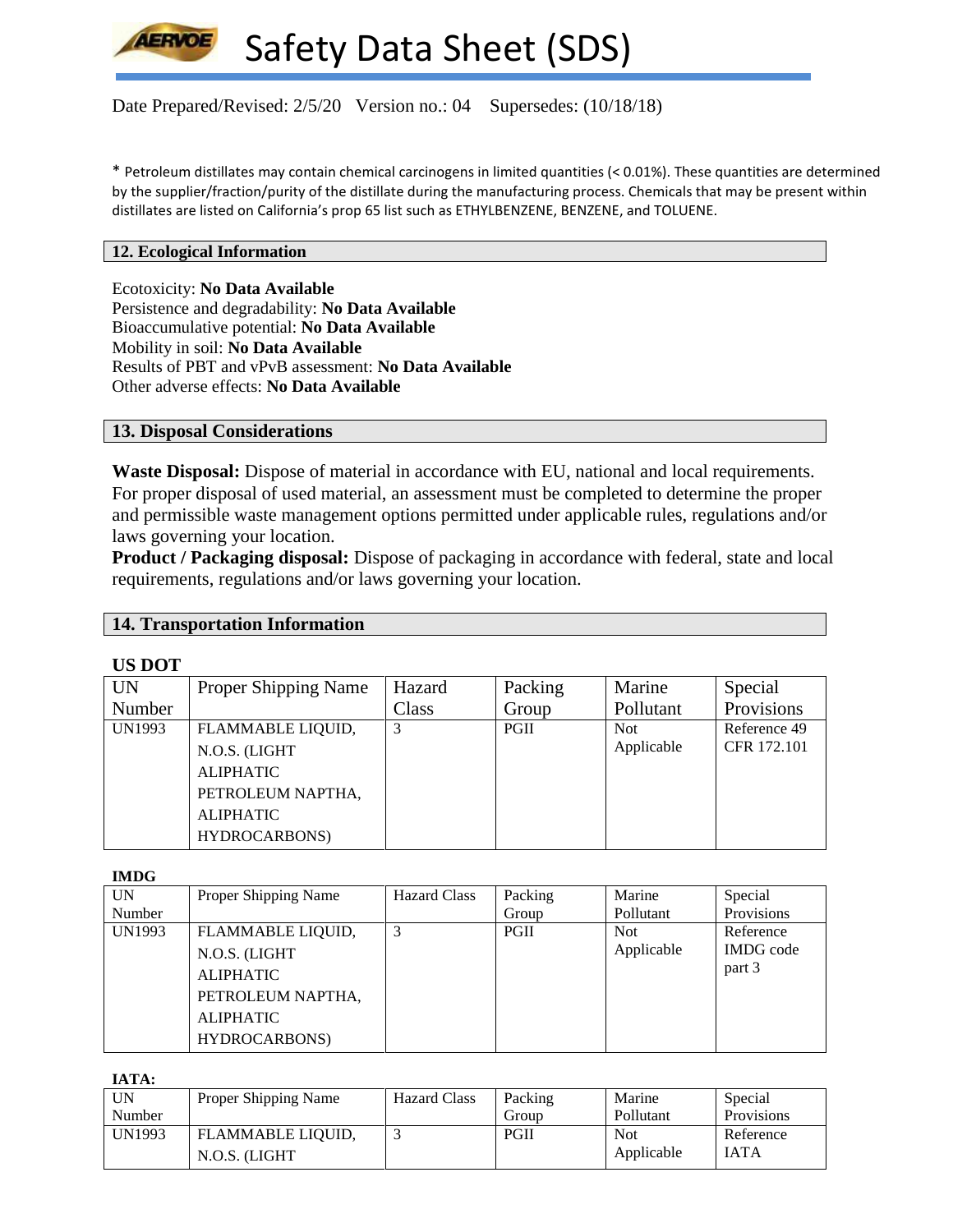Date Prepared/Revised: 2/5/20 Version no.: 04 Supersedes: (10/18/18)

* Petroleum distillates may contain chemical carcinogens in limited quantities (< 0.01%). These quantities are determined by the supplier/fraction/purity of the distillate during the manufacturing process. Chemicals that may be present within distillates are listed on California's prop 65 list such as ETHYLBENZENE, BENZENE, and TOLUENE.

## 12. Ecological Information

Ecotoxicity: **No Data Available**
Persistence and degradability: **No Data Available**
Bioaccumulative potential: **No Data Available**
Mobility in soil: **No Data Available**
Results of PBT and vPvB assessment: **No Data Available**
Other adverse effects: **No Data Available**

## 13. Disposal Considerations

**Waste Disposal:** Dispose of material in accordance with EU, national and local requirements. For proper disposal of used material, an assessment must be completed to determine the proper and permissible waste management options permitted under applicable rules, regulations and/or laws governing your location.
**Product / Packaging disposal:** Dispose of packaging in accordance with federal, state and local requirements, regulations and/or laws governing your location.

## 14. Transportation Information

**US DOT**

| UN Number | Proper Shipping Name | Hazard Class | Packing Group | Marine Pollutant | Special Provisions |
|---|---|---|---|---|---|
| UN1993 | FLAMMABLE LIQUID, N.O.S. (LIGHT ALIPHATIC PETROLEUM NAPTHA, ALIPHATIC HYDROCARBONS) | 3 | PGII | Not Applicable | Reference 49 CFR 172.101 |

**IMDG**

| UN Number | Proper Shipping Name | Hazard Class | Packing Group | Marine Pollutant | Special Provisions |
|---|---|---|---|---|---|
| UN1993 | FLAMMABLE LIQUID, N.O.S. (LIGHT ALIPHATIC PETROLEUM NAPTHA, ALIPHATIC HYDROCARBONS) | 3 | PGII | Not Applicable | Reference IMDG code part 3 |

**IATA:**

| UN Number | Proper Shipping Name | Hazard Class | Packing Group | Marine Pollutant | Special Provisions |
|---|---|---|---|---|---|
| UN1993 | FLAMMABLE LIQUID, N.O.S. (LIGHT | 3 | PGII | Not Applicable | Reference IATA |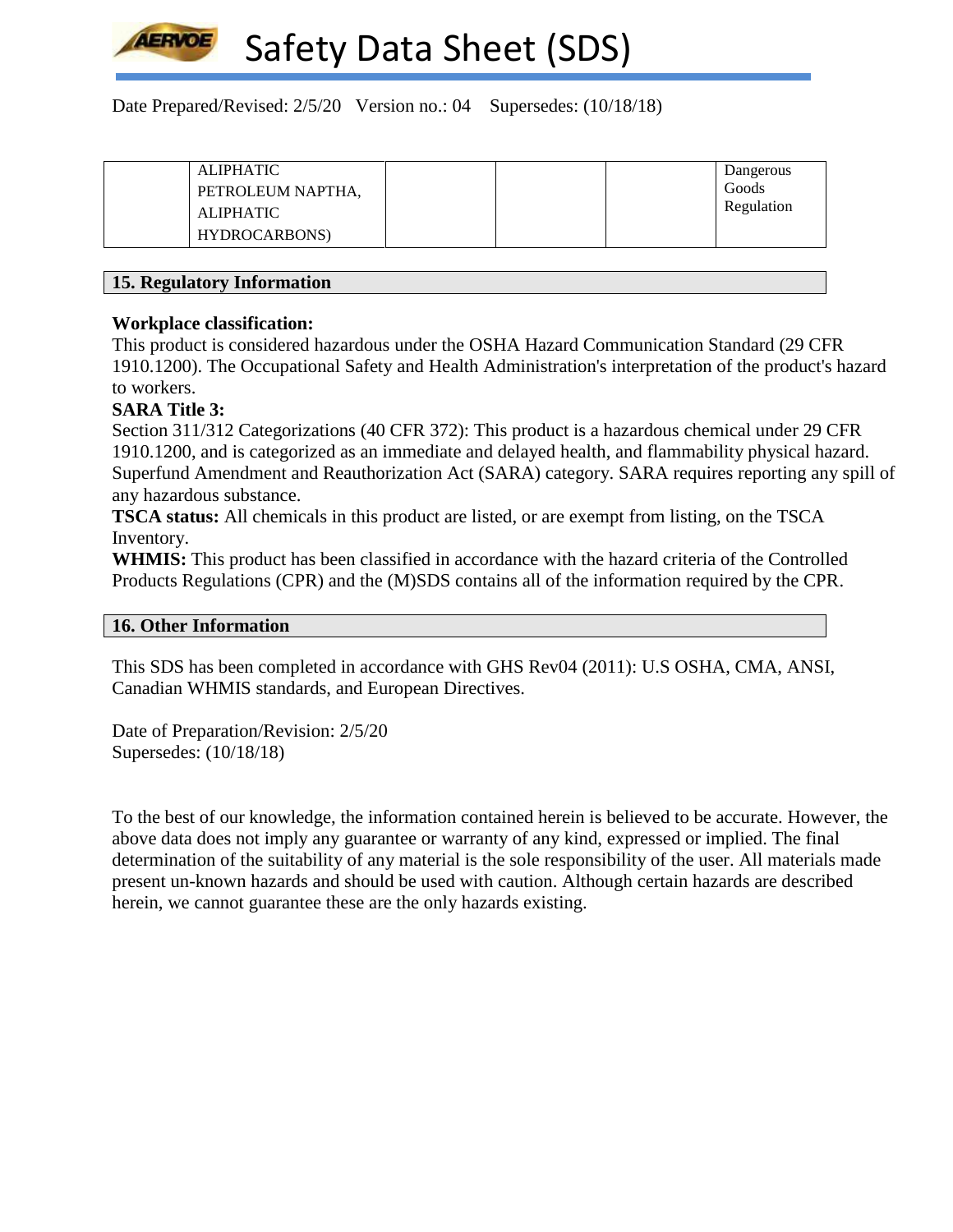| | | | | | |
|---|---|---|---|---|---|
| | ALIPHATIC PETROLEUM NAPTHA, ALIPHATIC HYDROCARBONS) | | | | Dangerous Goods Regulation |

## 15. Regulatory Information

**Workplace classification:**
This product is considered hazardous under the OSHA Hazard Communication Standard (29 CFR 1910.1200). The Occupational Safety and Health Administration's interpretation of the product's hazard to workers.

**SARA Title 3:**
Section 311/312 Categorizations (40 CFR 372): This product is a hazardous chemical under 29 CFR 1910.1200, and is categorized as an immediate and delayed health, and flammability physical hazard. Superfund Amendment and Reauthorization Act (SARA) category. SARA requires reporting any spill of any hazardous substance.

**TSCA status:** All chemicals in this product are listed, or are exempt from listing, on the TSCA Inventory.

**WHMIS:** This product has been classified in accordance with the hazard criteria of the Controlled Products Regulations (CPR) and the (M)SDS contains all of the information required by the CPR.

## 16. Other Information

This SDS has been completed in accordance with GHS Rev04 (2011): U.S OSHA, CMA, ANSI, Canadian WHMIS standards, and European Directives.

Date of Preparation/Revision: 2/5/20
Supersedes: (10/18/18)

To the best of our knowledge, the information contained herein is believed to be accurate. However, the above data does not imply any guarantee or warranty of any kind, expressed or implied. The final determination of the suitability of any material is the sole responsibility of the user. All materials made present un-known hazards and should be used with caution. Although certain hazards are described herein, we cannot guarantee these are the only hazards existing.